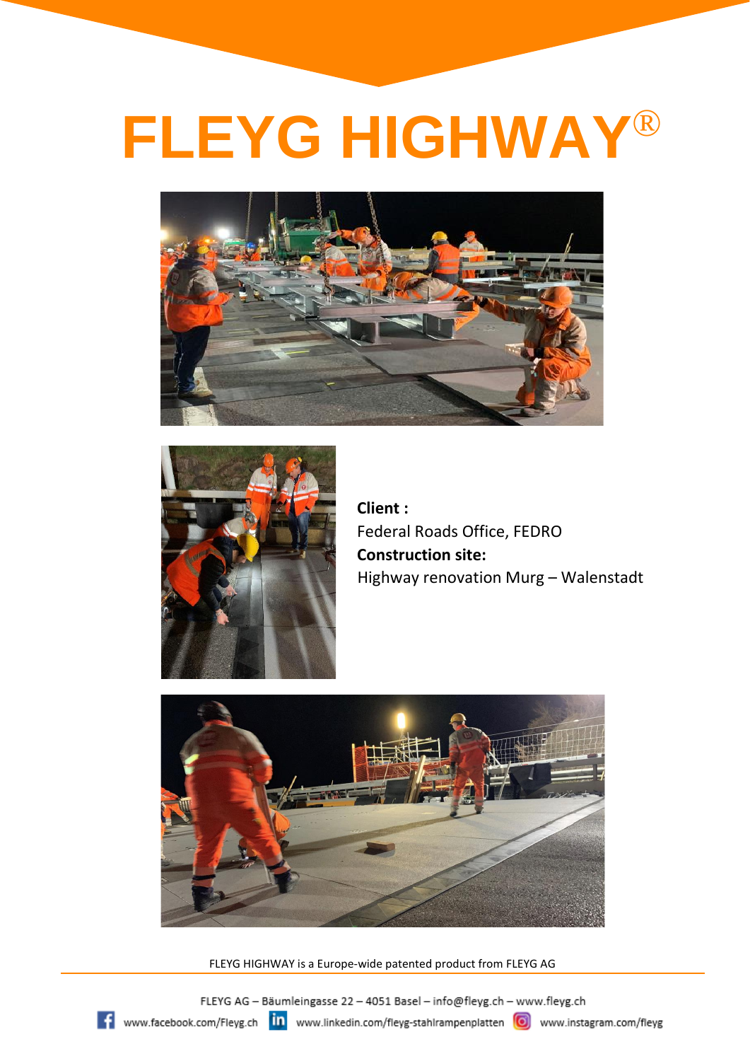# FLEYG HIGHWAY®

**Client :**
Federal Roads Office, FEDRO
**Construction site:**
Highway renovation Murg – Walenstadt

FLEYG HIGHWAY is a Europe-wide patented product from FLEYG AG

FLEYG AG – Bäumleingasse 22 – 4051 Basel – info@fleyg.ch – www.fleyg.ch

www.facebook.com/Fleyg.ch www.linkedin.com/fleyg-stahlrampenplatten www.instagram.com/fleyg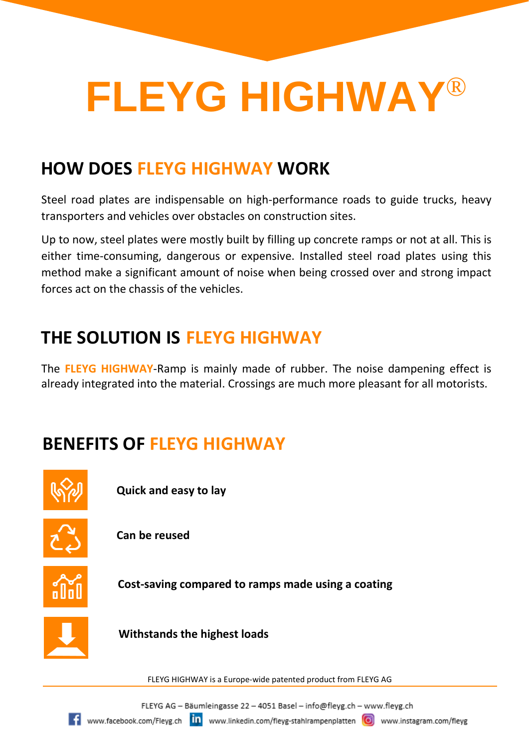# FLEYG HIGHWAY®

## HOW DOES FLEYG HIGHWAY WORK

Steel road plates are indispensable on high-performance roads to guide trucks, heavy transporters and vehicles over obstacles on construction sites.

Up to now, steel plates were mostly built by filling up concrete ramps or not at all. This is either time-consuming, dangerous or expensive. Installed steel road plates using this method make a significant amount of noise when being crossed over and strong impact forces act on the chassis of the vehicles.

## THE SOLUTION IS FLEYG HIGHWAY

The **FLEYG HIGHWAY**-Ramp is mainly made of rubber. The noise dampening effect is already integrated into the material. Crossings are much more pleasant for all motorists.

## BENEFITS OF FLEYG HIGHWAY

- **Quick and easy to lay**
- **Can be reused**
- **Cost-saving compared to ramps made using a coating**
- **Withstands the highest loads**

FLEYG HIGHWAY is a Europe-wide patented product from FLEYG AG

FLEYG AG – Bäumleingasse 22 – 4051 Basel – info@fleyg.ch – www.fleyg.ch

www.facebook.com/Fleyg.ch www.linkedin.com/fleyg-stahlrampenplatten www.instagram.com/fleyg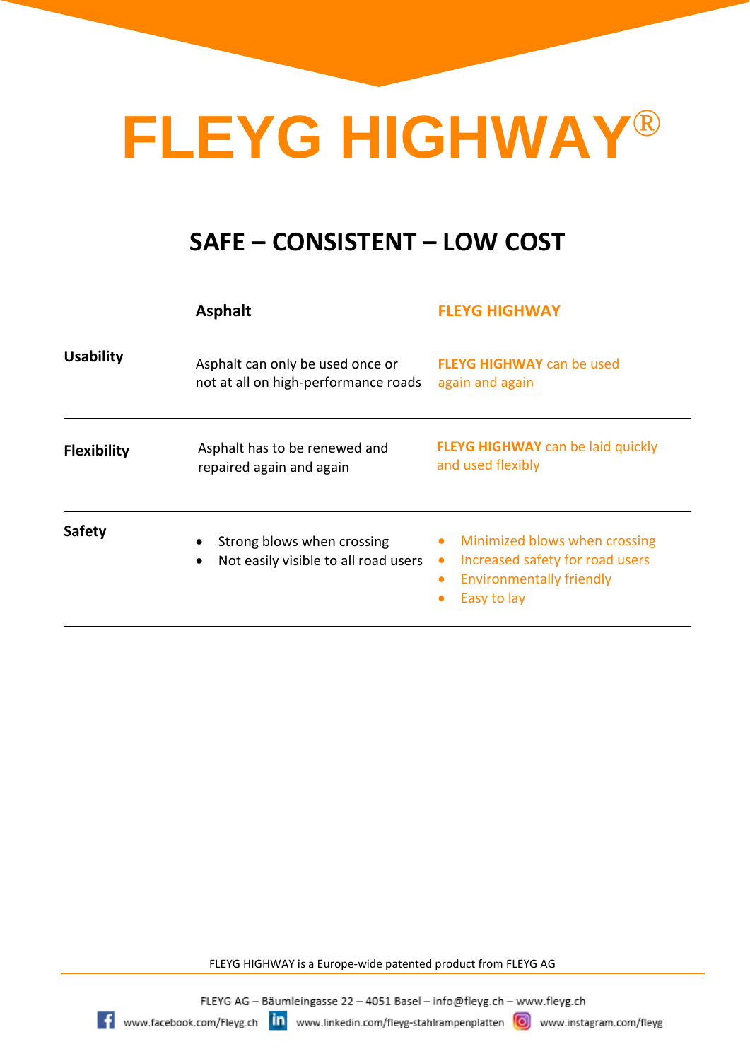# FLEYG HIGHWAY®

## SAFE – CONSISTENT – LOW COST

| | Asphalt | FLEYG HIGHWAY |
|---|---|---|
| **Usability** | Asphalt can only be used once or not at all on high-performance roads | **FLEYG HIGHWAY** can be used again and again |
| **Flexibility** | Asphalt has to be renewed and repaired again and again | **FLEYG HIGHWAY** can be laid quickly and used flexibly |
| **Safety** | • Strong blows when crossing<br>• Not easily visible to all road users | • Minimized blows when crossing<br>• Increased safety for road users<br>• Environmentally friendly<br>• Easy to lay |

FLEYG HIGHWAY is a Europe-wide patented product from FLEYG AG

FLEYG AG – Bäumleingasse 22 – 4051 Basel – info@fleyg.ch – www.fleyg.ch

www.facebook.com/Fleyg.ch www.linkedin.com/fleyg-stahlrampenplatten www.instagram.com/fleyg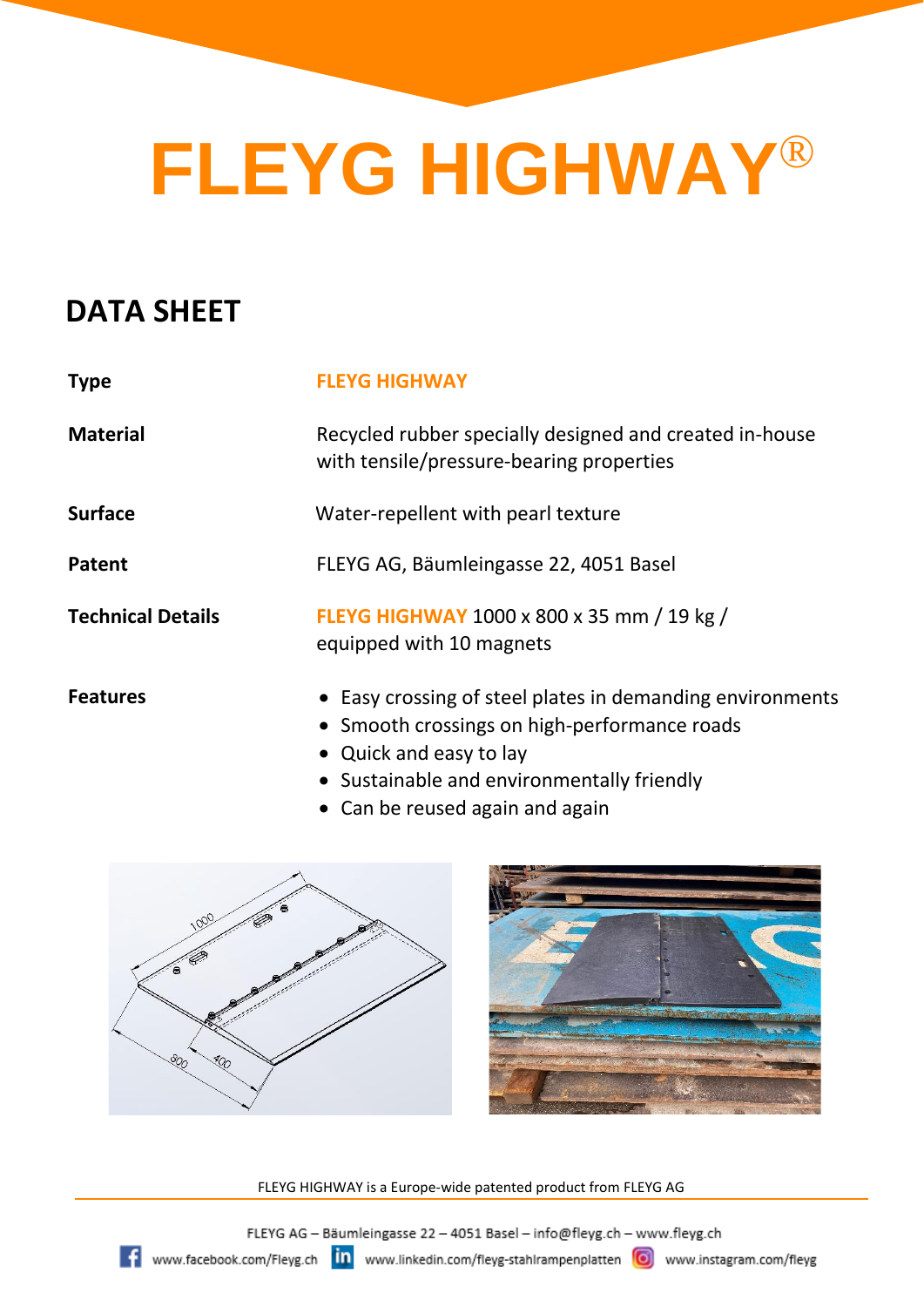# FLEYG HIGHWAY®

## DATA SHEET

| | |
|---|---|
| **Type** | FLEYG HIGHWAY |
| **Material** | Recycled rubber specially designed and created in-house with tensile/pressure-bearing properties |
| **Surface** | Water-repellent with pearl texture |
| **Patent** | FLEYG AG, Bäumleingasse 22, 4051 Basel |
| **Technical Details** | FLEYG HIGHWAY 1000 x 800 x 35 mm / 19 kg / equipped with 10 magnets |
| **Features** | • Easy crossing of steel plates in demanding environments<br>• Smooth crossings on high-performance roads<br>• Quick and easy to lay<br>• Sustainable and environmentally friendly<br>• Can be reused again and again |

1000

800

400

FLEYG HIGHWAY is a Europe-wide patented product from FLEYG AG

FLEYG AG – Bäumleingasse 22 – 4051 Basel – info@fleyg.ch – www.fleyg.ch

www.facebook.com/Fleyg.ch www.linkedin.com/fleyg-stahlrampenplatten www.instagram.com/fleyg